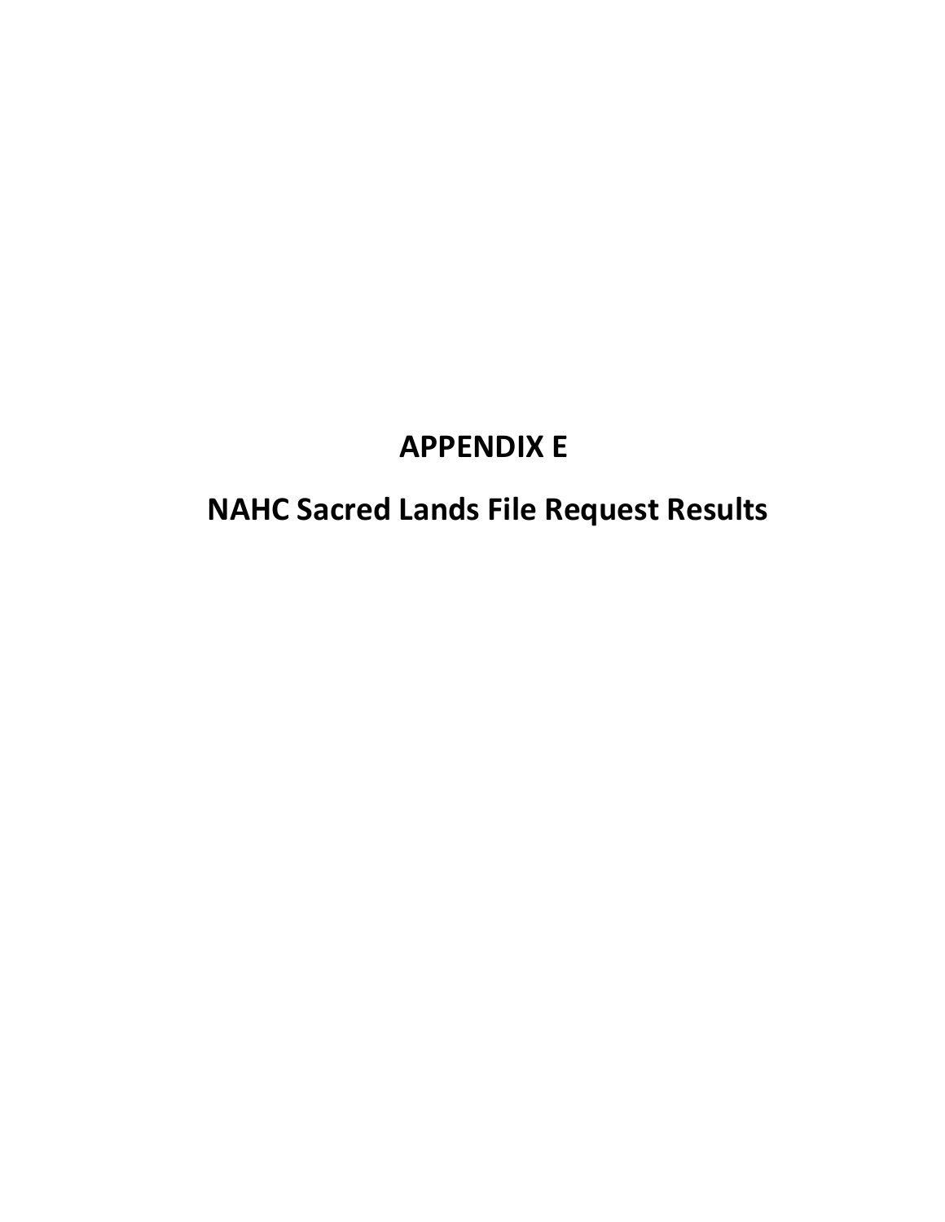# APPENDIX E

# NAHC Sacred Lands File Request Results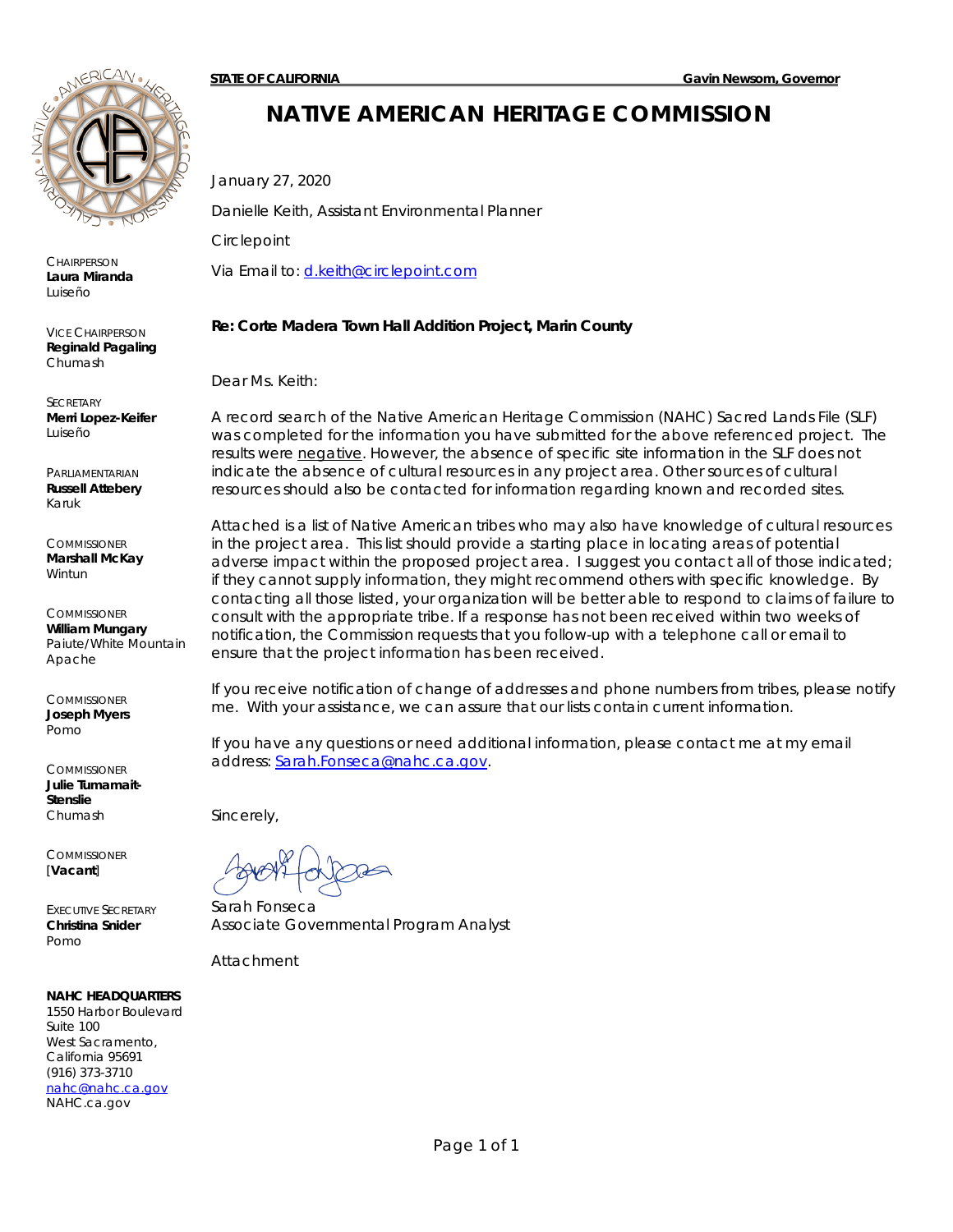**STATE OF CALIFORNIA** **Gavin Newsom, Governor**

# NATIVE AMERICAN HERITAGE COMMISSION

CHAIRPERSON
**Laura Miranda**
Luiseño

VICE CHAIRPERSON
**Reginald Pagaling**
Chumash

SECRETARY
**Merri Lopez-Keifer**
Luiseño

PARLIAMENTARIAN
**Russell Attebery**
Karuk

COMMISSIONER
**Marshall McKay**
Wintun

COMMISSIONER
**William Mungary**
Paiute/White Mountain Apache

COMMISSIONER
**Joseph Myers**
Pomo

COMMISSIONER
**Julie Tumamait-Stenslie**
Chumash

COMMISSIONER
[**Vacant**]

EXECUTIVE SECRETARY
**Christina Snider**
Pomo

**NAHC HEADQUARTERS**
1550 Harbor Boulevard
Suite 100
West Sacramento,
California 95691
(916) 373-3710
nahc@nahc.ca.gov
NAHC.ca.gov

January 27, 2020

Danielle Keith, Assistant Environmental Planner

Circlepoint

Via Email to: d.keith@circlepoint.com

**Re: Corte Madera Town Hall Addition Project, Marin County**

Dear Ms. Keith:

A record search of the Native American Heritage Commission (NAHC) Sacred Lands File (SLF) was completed for the information you have submitted for the above referenced project. The results were negative. However, the absence of specific site information in the SLF does not indicate the absence of cultural resources in any project area. Other sources of cultural resources should also be contacted for information regarding known and recorded sites.

Attached is a list of Native American tribes who may also have knowledge of cultural resources in the project area. This list should provide a starting place in locating areas of potential adverse impact within the proposed project area. I suggest you contact all of those indicated; if they cannot supply information, they might recommend others with specific knowledge. By contacting all those listed, your organization will be better able to respond to claims of failure to consult with the appropriate tribe. If a response has not been received within two weeks of notification, the Commission requests that you follow-up with a telephone call or email to ensure that the project information has been received.

If you receive notification of change of addresses and phone numbers from tribes, please notify me. With your assistance, we can assure that our lists contain current information.

If you have any questions or need additional information, please contact me at my email address: Sarah.Fonseca@nahc.ca.gov.

Sincerely,

Sarah Fonseca
Associate Governmental Program Analyst

Attachment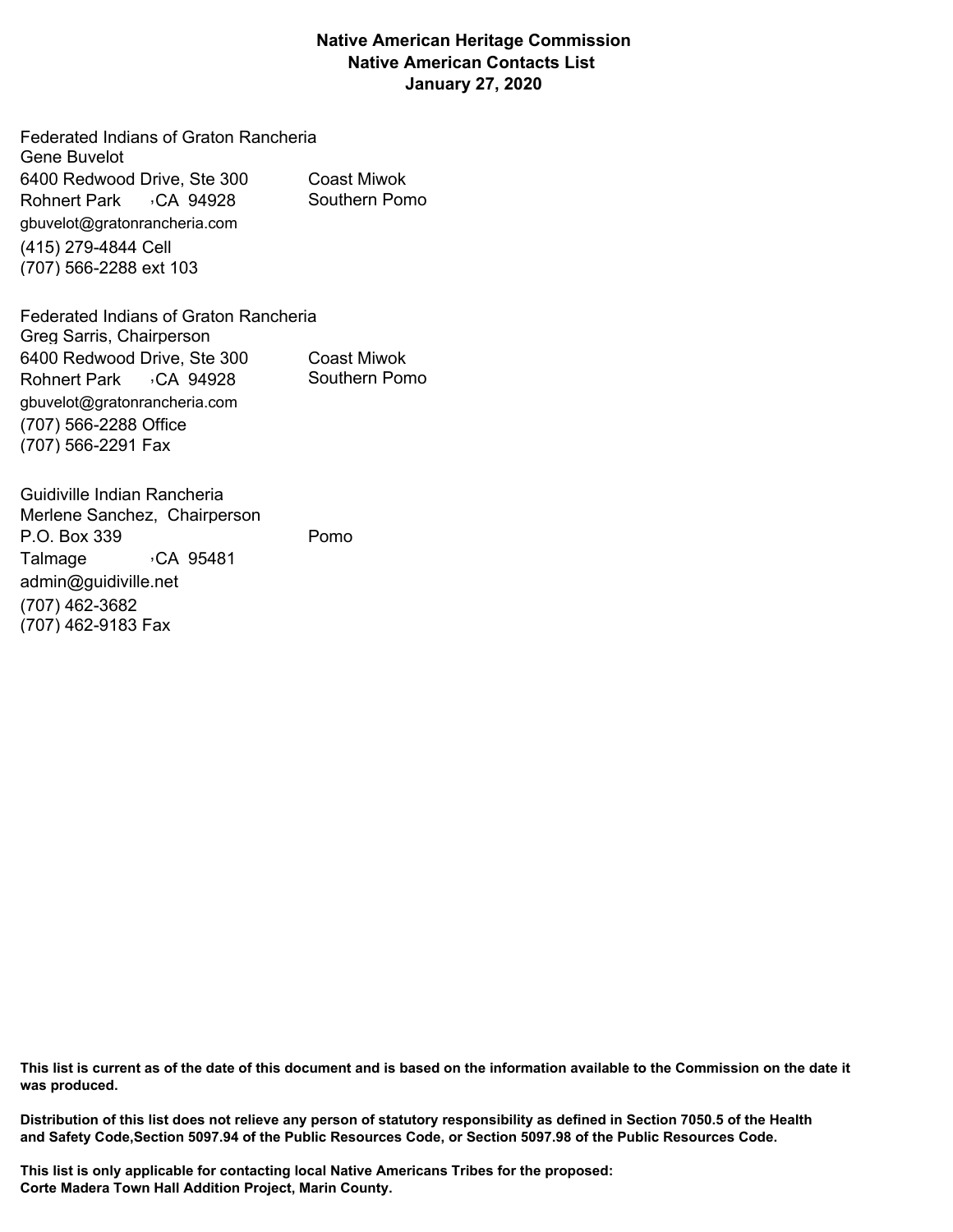**Native American Heritage Commission**
**Native American Contacts List**
**January 27, 2020**

Federated Indians of Graton Rancheria
Gene Buvelot
6400 Redwood Drive, Ste 300
Rohnert Park ,CA 94928
gbuvelot@gratonrancheria.com
(415) 279-4844 Cell
(707) 566-2288 ext 103

Coast Miwok
Southern Pomo

Federated Indians of Graton Rancheria
Greg Sarris, Chairperson
6400 Redwood Drive, Ste 300
Rohnert Park ,CA 94928
gbuvelot@gratonrancheria.com
(707) 566-2288 Office
(707) 566-2291 Fax

Coast Miwok
Southern Pomo

Guidiville Indian Rancheria
Merlene Sanchez, Chairperson
P.O. Box 339
Talmage ,CA 95481
admin@guidiville.net
(707) 462-3682
(707) 462-9183 Fax

Pomo

**This list is current as of the date of this document and is based on the information available to the Commission on the date it was produced.**

**Distribution of this list does not relieve any person of statutory responsibility as defined in Section 7050.5 of the Health and Safety Code,Section 5097.94 of the Public Resources Code, or Section 5097.98 of the Public Resources Code.**

**This list is only applicable for contacting local Native Americans Tribes for the proposed:**
**Corte Madera Town Hall Addition Project, Marin County.**